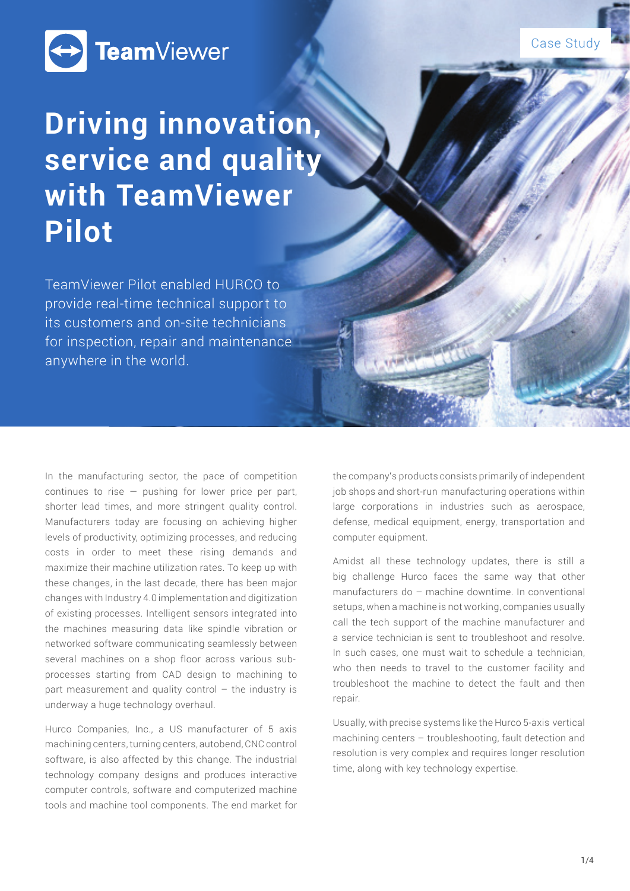TeamViewer

Case Study

# Driving innovation, service and quality with TeamViewer Pilot

TeamViewer Pilot enabled HURCO to provide real-time technical support to its customers and on-site technicians for inspection, repair and maintenance anywhere in the world.

In the manufacturing sector, the pace of competition continues to rise — pushing for lower price per part, shorter lead times, and more stringent quality control. Manufacturers today are focusing on achieving higher levels of productivity, optimizing processes, and reducing costs in order to meet these rising demands and maximize their machine utilization rates. To keep up with these changes, in the last decade, there has been major changes with Industry 4.0 implementation and digitization of existing processes. Intelligent sensors integrated into the machines measuring data like spindle vibration or networked software communicating seamlessly between several machines on a shop floor across various sub-processes starting from CAD design to machining to part measurement and quality control – the industry is underway a huge technology overhaul.

Hurco Companies, Inc., a US manufacturer of 5 axis machining centers, turning centers, autobend, CNC control software, is also affected by this change. The industrial technology company designs and produces interactive computer controls, software and computerized machine tools and machine tool components. The end market for the company's products consists primarily of independent job shops and short-run manufacturing operations within large corporations in industries such as aerospace, defense, medical equipment, energy, transportation and computer equipment.

Amidst all these technology updates, there is still a big challenge Hurco faces the same way that other manufacturers do – machine downtime. In conventional setups, when a machine is not working, companies usually call the tech support of the machine manufacturer and a service technician is sent to troubleshoot and resolve. In such cases, one must wait to schedule a technician, who then needs to travel to the customer facility and troubleshoot the machine to detect the fault and then repair.

Usually, with precise systems like the Hurco 5-axis vertical machining centers – troubleshooting, fault detection and resolution is very complex and requires longer resolution time, along with key technology expertise.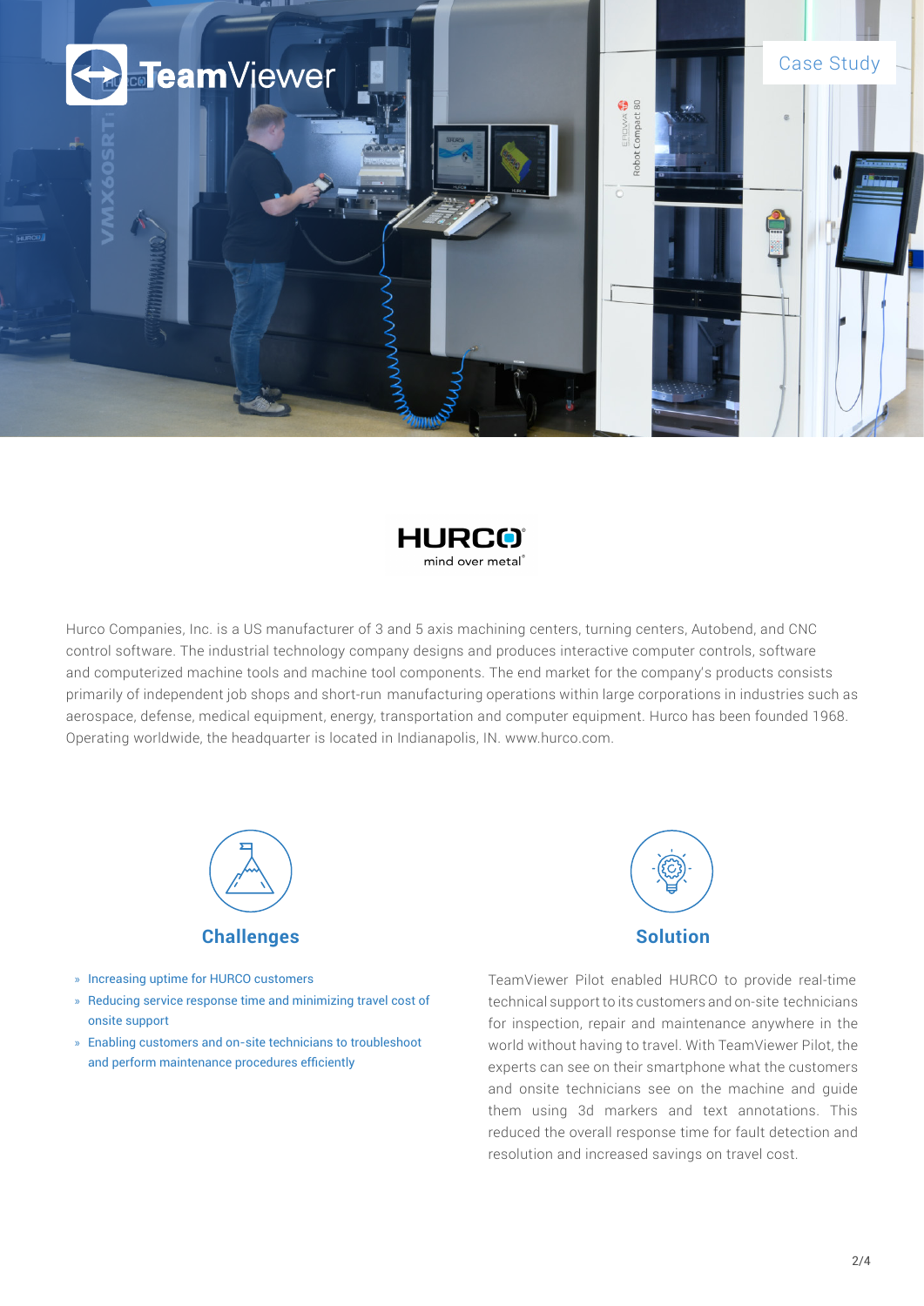Case Study

Hurco Companies, Inc. is a US manufacturer of 3 and 5 axis machining centers, turning centers, Autobend, and CNC control software. The industrial technology company designs and produces interactive computer controls, software and computerized machine tools and machine tool components. The end market for the company's products consists primarily of independent job shops and short-run manufacturing operations within large corporations in industries such as aerospace, defense, medical equipment, energy, transportation and computer equipment. Hurco has been founded 1968. Operating worldwide, the headquarter is located in Indianapolis, IN. www.hurco.com.

## Challenges

- Increasing uptime for HURCO customers
- Reducing service response time and minimizing travel cost of onsite support
- Enabling customers and on-site technicians to troubleshoot and perform maintenance procedures efficiently

## Solution

TeamViewer Pilot enabled HURCO to provide real-time technical support to its customers and on-site technicians for inspection, repair and maintenance anywhere in the world without having to travel. With TeamViewer Pilot, the experts can see on their smartphone what the customers and onsite technicians see on the machine and guide them using 3d markers and text annotations. This reduced the overall response time for fault detection and resolution and increased savings on travel cost.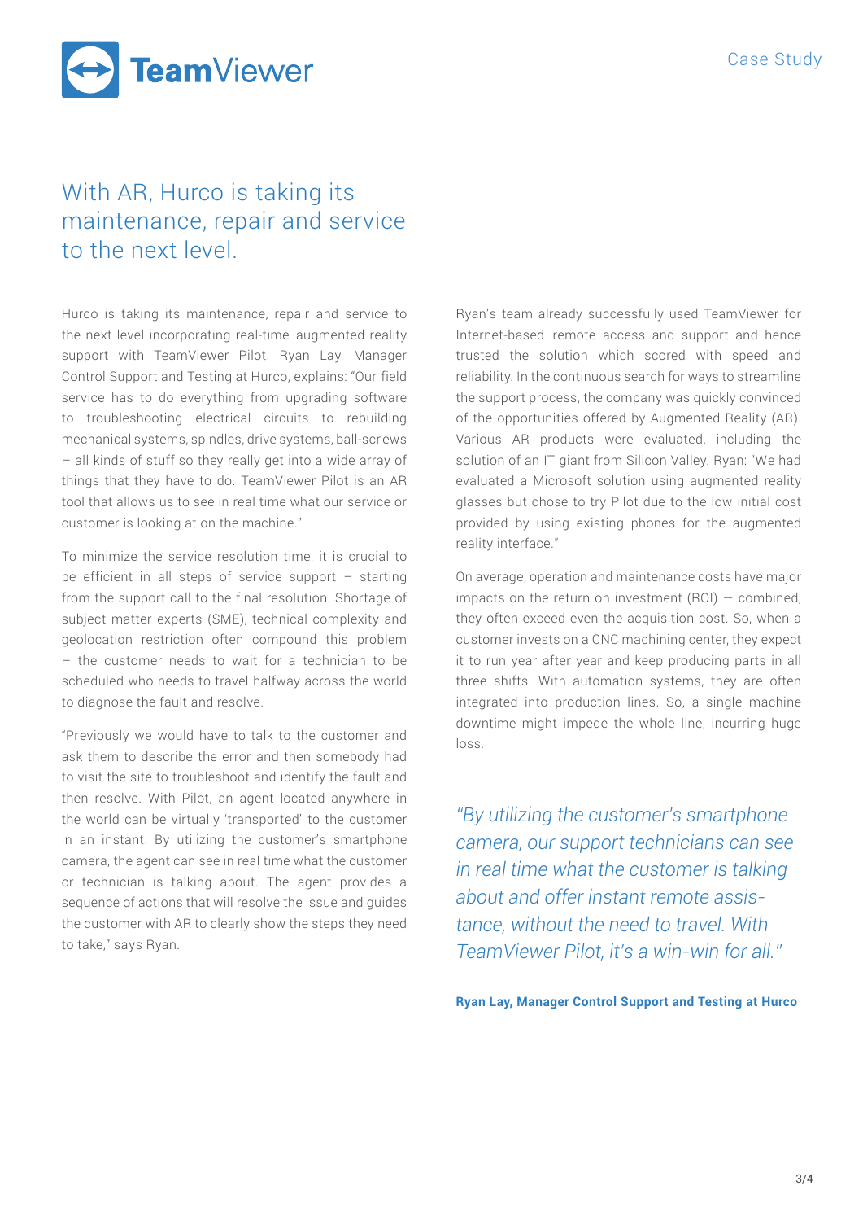# With AR, Hurco is taking its maintenance, repair and service to the next level.

Hurco is taking its maintenance, repair and service to the next level incorporating real-time augmented reality support with TeamViewer Pilot. Ryan Lay, Manager Control Support and Testing at Hurco, explains: "Our field service has to do everything from upgrading software to troubleshooting electrical circuits to rebuilding mechanical systems, spindles, drive systems, ball-screws – all kinds of stuff so they really get into a wide array of things that they have to do. TeamViewer Pilot is an AR tool that allows us to see in real time what our service or customer is looking at on the machine."

To minimize the service resolution time, it is crucial to be efficient in all steps of service support – starting from the support call to the final resolution. Shortage of subject matter experts (SME), technical complexity and geolocation restriction often compound this problem – the customer needs to wait for a technician to be scheduled who needs to travel halfway across the world to diagnose the fault and resolve.

"Previously we would have to talk to the customer and ask them to describe the error and then somebody had to visit the site to troubleshoot and identify the fault and then resolve. With Pilot, an agent located anywhere in the world can be virtually 'transported' to the customer in an instant. By utilizing the customer's smartphone camera, the agent can see in real time what the customer or technician is talking about. The agent provides a sequence of actions that will resolve the issue and guides the customer with AR to clearly show the steps they need to take," says Ryan.

Ryan's team already successfully used TeamViewer for Internet-based remote access and support and hence trusted the solution which scored with speed and reliability. In the continuous search for ways to streamline the support process, the company was quickly convinced of the opportunities offered by Augmented Reality (AR). Various AR products were evaluated, including the solution of an IT giant from Silicon Valley. Ryan: "We had evaluated a Microsoft solution using augmented reality glasses but chose to try Pilot due to the low initial cost provided by using existing phones for the augmented reality interface."

On average, operation and maintenance costs have major impacts on the return on investment (ROI) — combined, they often exceed even the acquisition cost. So, when a customer invests on a CNC machining center, they expect it to run year after year and keep producing parts in all three shifts. With automation systems, they are often integrated into production lines. So, a single machine downtime might impede the whole line, incurring huge loss.

*"By utilizing the customer's smartphone camera, our support technicians can see in real time what the customer is talking about and offer instant remote assistance, without the need to travel. With TeamViewer Pilot, it's a win-win for all."*

**Ryan Lay, Manager Control Support and Testing at Hurco**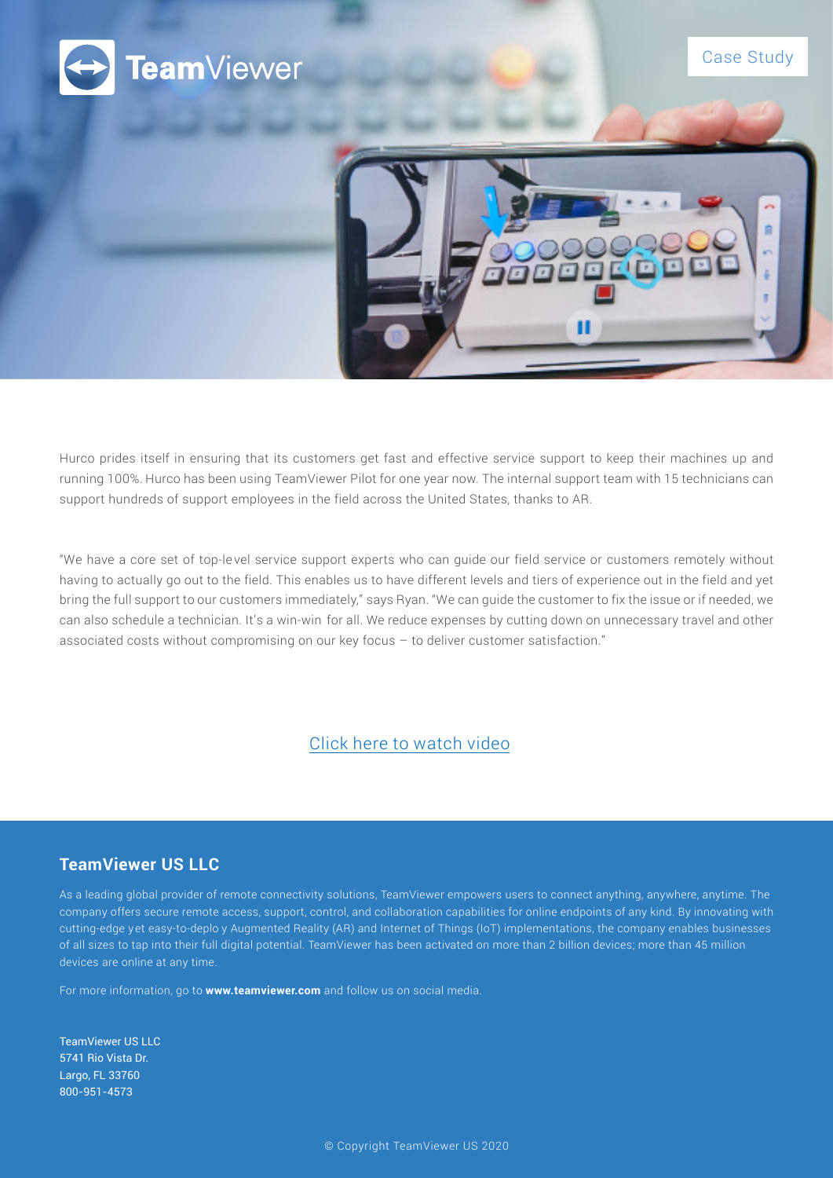Hurco prides itself in ensuring that its customers get fast and effective service support to keep their machines up and running 100%. Hurco has been using TeamViewer Pilot for one year now. The internal support team with 15 technicians can support hundreds of support employees in the field across the United States, thanks to AR.

"We have a core set of top-level service support experts who can guide our field service or customers remotely without having to actually go out to the field. This enables us to have different levels and tiers of experience out in the field and yet bring the full support to our customers immediately," says Ryan. "We can guide the customer to fix the issue or if needed, we can also schedule a technician. It's a win-win for all. We reduce expenses by cutting down on unnecessary travel and other associated costs without compromising on our key focus – to deliver customer satisfaction."

Click here to watch video

## TeamViewer US LLC

As a leading global provider of remote connectivity solutions, TeamViewer empowers users to connect anything, anywhere, anytime. The company offers secure remote access, support, control, and collaboration capabilities for online endpoints of any kind. By innovating with cutting-edge yet easy-to-deploy Augmented Reality (AR) and Internet of Things (IoT) implementations, the company enables businesses of all sizes to tap into their full digital potential. TeamViewer has been activated on more than 2 billion devices; more than 45 million devices are online at any time.

For more information, go to **www.teamviewer.com** and follow us on social media.

TeamViewer US LLC
5741 Rio Vista Dr.
Largo, FL 33760
800-951-4573

© Copyright TeamViewer US 2020